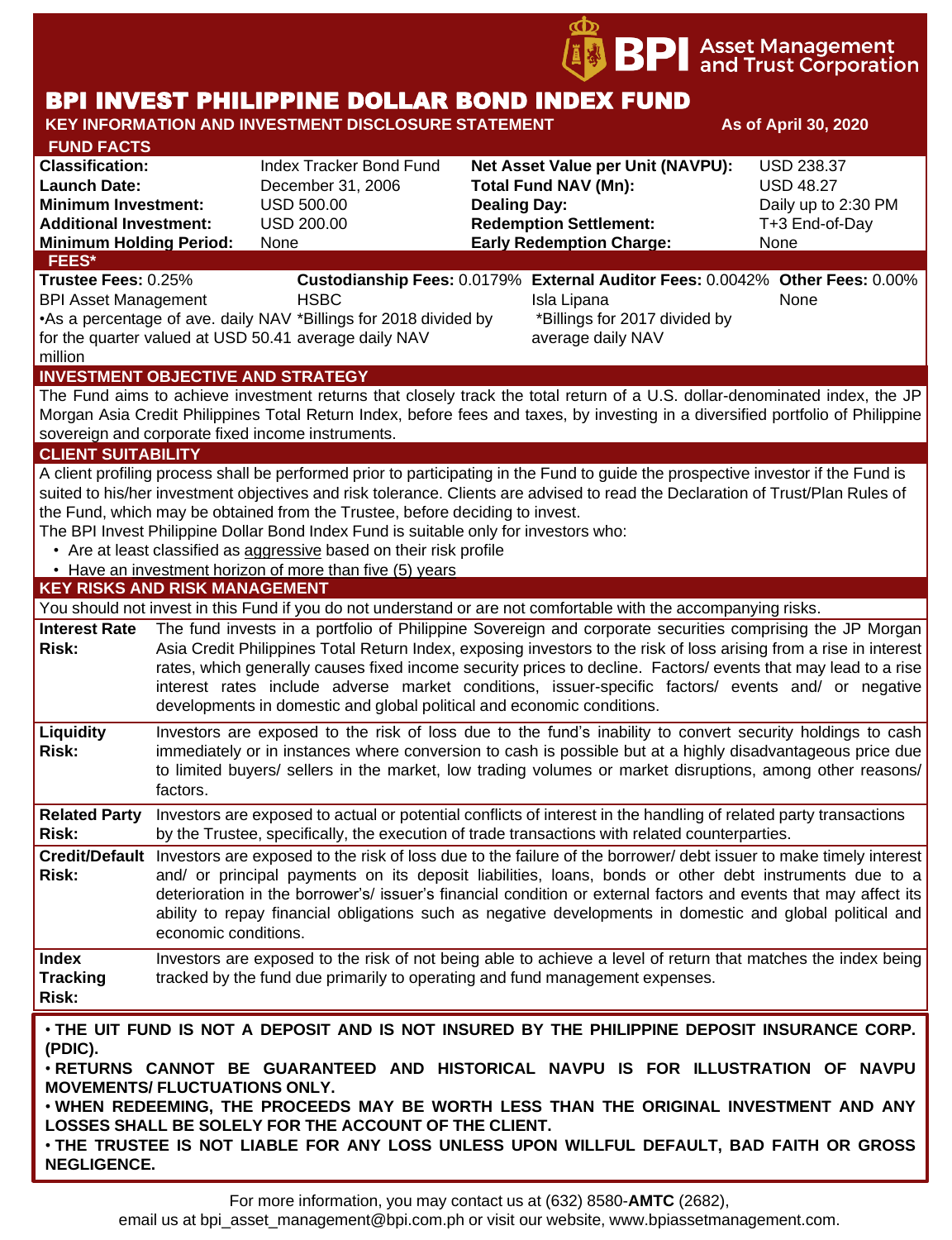BPI Asset Management and Trust Corporation

# BPI INVEST PHILIPPINE DOLLAR BOND INDEX FUND

**KEY INFORMATION AND INVESTMENT DISCLOSURE STATEMENT** — **As of April 30, 2020**

## FUND FACTS

| | | | |
|---|---|---|---|
| **Classification:** | Index Tracker Bond Fund | **Net Asset Value per Unit (NAVPU):** | USD 238.37 |
| **Launch Date:** | December 31, 2006 | **Total Fund NAV (Mn):** | USD 48.27 |
| **Minimum Investment:** | USD 500.00 | **Dealing Day:** | Daily up to 2:30 PM |
| **Additional Investment:** | USD 200.00 | **Redemption Settlement:** | T+3 End-of-Day |
| **Minimum Holding Period:** | None | **Early Redemption Charge:** | None |

## FEES*

| **Trustee Fees:** 0.25% | **Custodianship Fees:** 0.0179% | **External Auditor Fees:** 0.0042% | **Other Fees:** 0.00% |
|---|---|---|---|
| BPI Asset Management | HSBC | Isla Lipana | None |
| •As a percentage of ave. daily NAV for the quarter valued at USD 50.41 million | *Billings for 2018 divided by average daily NAV | *Billings for 2017 divided by average daily NAV | |

## INVESTMENT OBJECTIVE AND STRATEGY

The Fund aims to achieve investment returns that closely track the total return of a U.S. dollar-denominated index, the JP Morgan Asia Credit Philippines Total Return Index, before fees and taxes, by investing in a diversified portfolio of Philippine sovereign and corporate fixed income instruments.

## CLIENT SUITABILITY

A client profiling process shall be performed prior to participating in the Fund to guide the prospective investor if the Fund is suited to his/her investment objectives and risk tolerance. Clients are advised to read the Declaration of Trust/Plan Rules of the Fund, which may be obtained from the Trustee, before deciding to invest.

The BPI Invest Philippine Dollar Bond Index Fund is suitable only for investors who:

- Are at least classified as aggressive based on their risk profile
- Have an investment horizon of more than five (5) years

## KEY RISKS AND RISK MANAGEMENT

You should not invest in this Fund if you do not understand or are not comfortable with the accompanying risks.

| | |
|---|---|
| **Interest Rate Risk:** | The fund invests in a portfolio of Philippine Sovereign and corporate securities comprising the JP Morgan Asia Credit Philippines Total Return Index, exposing investors to the risk of loss arising from a rise in interest rates, which generally causes fixed income security prices to decline. Factors/ events that may lead to a rise interest rates include adverse market conditions, issuer-specific factors/ events and/ or negative developments in domestic and global political and economic conditions. |
| **Liquidity Risk:** | Investors are exposed to the risk of loss due to the fund's inability to convert security holdings to cash immediately or in instances where conversion to cash is possible but at a highly disadvantageous price due to limited buyers/ sellers in the market, low trading volumes or market disruptions, among other reasons/ factors. |
| **Related Party Risk:** | Investors are exposed to actual or potential conflicts of interest in the handling of related party transactions by the Trustee, specifically, the execution of trade transactions with related counterparties. |
| **Credit/Default Risk:** | Investors are exposed to the risk of loss due to the failure of the borrower/ debt issuer to make timely interest and/ or principal payments on its deposit liabilities, loans, bonds or other debt instruments due to a deterioration in the borrower's/ issuer's financial condition or external factors and events that may affect its ability to repay financial obligations such as negative developments in domestic and global political and economic conditions. |
| **Index Tracking Risk:** | Investors are exposed to the risk of not being able to achieve a level of return that matches the index being tracked by the fund due primarily to operating and fund management expenses. |

**• THE UIT FUND IS NOT A DEPOSIT AND IS NOT INSURED BY THE PHILIPPINE DEPOSIT INSURANCE CORP. (PDIC).**

**• RETURNS CANNOT BE GUARANTEED AND HISTORICAL NAVPU IS FOR ILLUSTRATION OF NAVPU MOVEMENTS/ FLUCTUATIONS ONLY.**

**• WHEN REDEEMING, THE PROCEEDS MAY BE WORTH LESS THAN THE ORIGINAL INVESTMENT AND ANY LOSSES SHALL BE SOLELY FOR THE ACCOUNT OF THE CLIENT.**

**• THE TRUSTEE IS NOT LIABLE FOR ANY LOSS UNLESS UPON WILLFUL DEFAULT, BAD FAITH OR GROSS NEGLIGENCE.**

For more information, you may contact us at (632) 8580-**AMTC** (2682), email us at bpi_asset_management@bpi.com.ph or visit our website, www.bpiassetmanagement.com.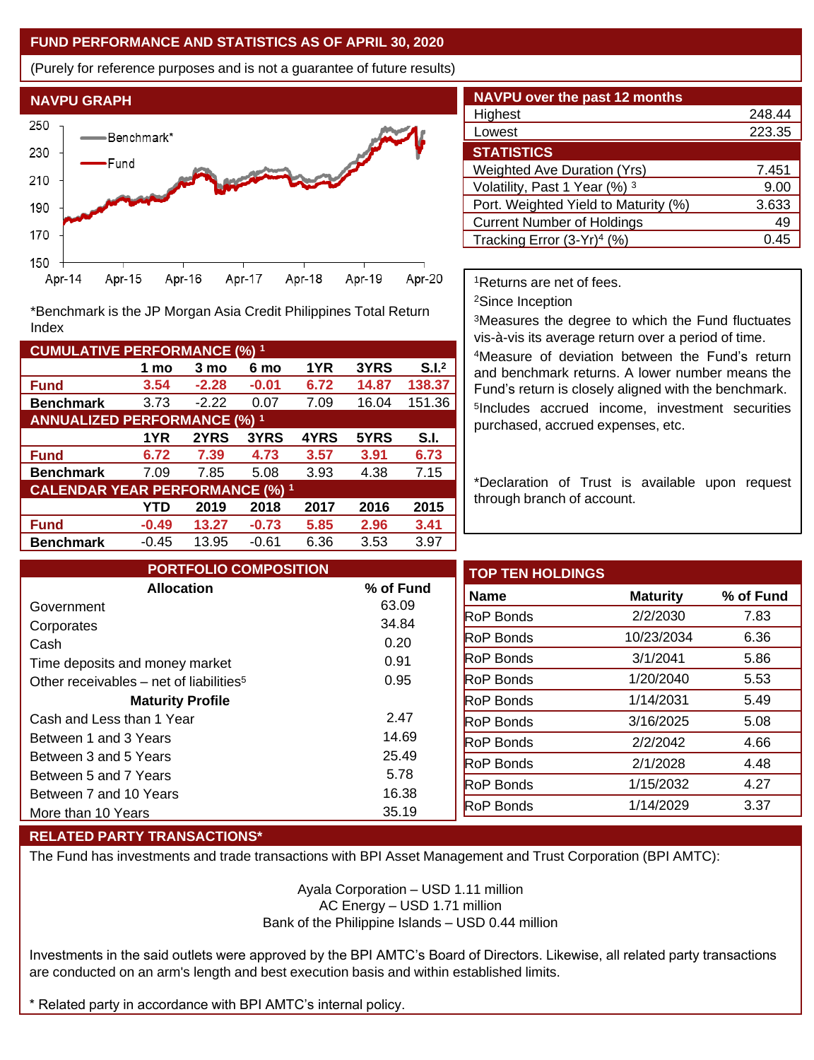## FUND PERFORMANCE AND STATISTICS AS OF APRIL 30, 2020

(Purely for reference purposes and is not a guarantee of future results)

### NAVPU GRAPH

*Benchmark is the JP Morgan Asia Credit Philippines Total Return Index

| NAVPU over the past 12 months | |
|---|---|
| Highest | 248.44 |
| Lowest | 223.35 |

| STATISTICS | |
|---|---|
| Weighted Ave Duration (Yrs) | 7.451 |
| Volatility, Past 1 Year (%) [3] | 9.00 |
| Port. Weighted Yield to Maturity (%) | 3.633 |
| Current Number of Holdings | 49 |
| Tracking Error (3-Yr)[4] (%) | 0.45 |

[1]Returns are net of fees.

[2]Since Inception

[3]Measures the degree to which the Fund fluctuates vis-à-vis its average return over a period of time.

[4]Measure of deviation between the Fund's return and benchmark returns. A lower number means the Fund's return is closely aligned with the benchmark.

[5]Includes accrued income, investment securities purchased, accrued expenses, etc.

*Declaration of Trust is available upon request through branch of account.

| CUMULATIVE PERFORMANCE (%) [1] | 1 mo | 3 mo | 6 mo | 1YR | 3YRS | S.I.[2] |
|---|---|---|---|---|---|---|
| **Fund** | **3.54** | **-2.28** | **-0.01** | **6.72** | **14.87** | **138.37** |
| **Benchmark** | 3.73 | -2.22 | 0.07 | 7.09 | 16.04 | 151.36 |

| ANNUALIZED PERFORMANCE (%) [1] | 1YR | 2YRS | 3YRS | 4YRS | 5YRS | S.I. |
|---|---|---|---|---|---|---|
| **Fund** | **6.72** | **7.39** | **4.73** | **3.57** | **3.91** | **6.73** |
| **Benchmark** | 7.09 | 7.85 | 5.08 | 3.93 | 4.38 | 7.15 |

| CALENDAR YEAR PERFORMANCE (%) [1] | YTD | 2019 | 2018 | 2017 | 2016 | 2015 |
|---|---|---|---|---|---|---|
| **Fund** | **-0.49** | **13.27** | **-0.73** | **5.85** | **2.96** | **3.41** |
| **Benchmark** | -0.45 | 13.95 | -0.61 | 6.36 | 3.53 | 3.97 |

### PORTFOLIO COMPOSITION

| Allocation | % of Fund |
|---|---|
| Government | 63.09 |
| Corporates | 34.84 |
| Cash | 0.20 |
| Time deposits and money market | 0.91 |
| Other receivables – net of liabilities[5] | 0.95 |
| **Maturity Profile** | |
| Cash and Less than 1 Year | 2.47 |
| Between 1 and 3 Years | 14.69 |
| Between 3 and 5 Years | 25.49 |
| Between 5 and 7 Years | 5.78 |
| Between 7 and 10 Years | 16.38 |
| More than 10 Years | 35.19 |

### TOP TEN HOLDINGS

| Name | Maturity | % of Fund |
|---|---|---|
| RoP Bonds | 2/2/2030 | 7.83 |
| RoP Bonds | 10/23/2034 | 6.36 |
| RoP Bonds | 3/1/2041 | 5.86 |
| RoP Bonds | 1/20/2040 | 5.53 |
| RoP Bonds | 1/14/2031 | 5.49 |
| RoP Bonds | 3/16/2025 | 5.08 |
| RoP Bonds | 2/2/2042 | 4.66 |
| RoP Bonds | 2/1/2028 | 4.48 |
| RoP Bonds | 1/15/2032 | 4.27 |
| RoP Bonds | 1/14/2029 | 3.37 |

### RELATED PARTY TRANSACTIONS*

The Fund has investments and trade transactions with BPI Asset Management and Trust Corporation (BPI AMTC):

Ayala Corporation – USD 1.11 million
AC Energy – USD 1.71 million
Bank of the Philippine Islands – USD 0.44 million

Investments in the said outlets were approved by the BPI AMTC's Board of Directors. Likewise, all related party transactions are conducted on an arm's length and best execution basis and within established limits.

* Related party in accordance with BPI AMTC's internal policy.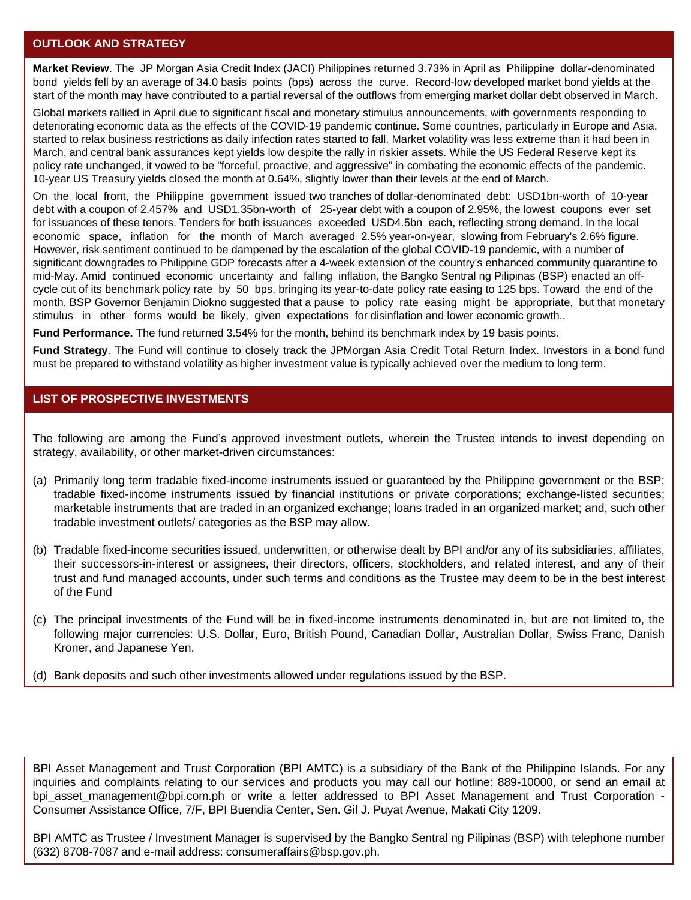## OUTLOOK AND STRATEGY

**Market Review**. The JP Morgan Asia Credit Index (JACI) Philippines returned 3.73% in April as Philippine dollar-denominated bond yields fell by an average of 34.0 basis points (bps) across the curve. Record-low developed market bond yields at the start of the month may have contributed to a partial reversal of the outflows from emerging market dollar debt observed in March.

Global markets rallied in April due to significant fiscal and monetary stimulus announcements, with governments responding to deteriorating economic data as the effects of the COVID-19 pandemic continue. Some countries, particularly in Europe and Asia, started to relax business restrictions as daily infection rates started to fall. Market volatility was less extreme than it had been in March, and central bank assurances kept yields low despite the rally in riskier assets. While the US Federal Reserve kept its policy rate unchanged, it vowed to be "forceful, proactive, and aggressive" in combating the economic effects of the pandemic. 10-year US Treasury yields closed the month at 0.64%, slightly lower than their levels at the end of March.

On the local front, the Philippine government issued two tranches of dollar-denominated debt: USD1bn-worth of 10-year debt with a coupon of 2.457% and USD1.35bn-worth of 25-year debt with a coupon of 2.95%, the lowest coupons ever set for issuances of these tenors. Tenders for both issuances exceeded USD4.5bn each, reflecting strong demand. In the local economic space, inflation for the month of March averaged 2.5% year-on-year, slowing from February's 2.6% figure. However, risk sentiment continued to be dampened by the escalation of the global COVID-19 pandemic, with a number of significant downgrades to Philippine GDP forecasts after a 4-week extension of the country's enhanced community quarantine to mid-May. Amid continued economic uncertainty and falling inflation, the Bangko Sentral ng Pilipinas (BSP) enacted an off-cycle cut of its benchmark policy rate by 50 bps, bringing its year-to-date policy rate easing to 125 bps. Toward the end of the month, BSP Governor Benjamin Diokno suggested that a pause to policy rate easing might be appropriate, but that monetary stimulus in other forms would be likely, given expectations for disinflation and lower economic growth..

**Fund Performance.** The fund returned 3.54% for the month, behind its benchmark index by 19 basis points.

**Fund Strategy**. The Fund will continue to closely track the JPMorgan Asia Credit Total Return Index. Investors in a bond fund must be prepared to withstand volatility as higher investment value is typically achieved over the medium to long term.

## LIST OF PROSPECTIVE INVESTMENTS

The following are among the Fund's approved investment outlets, wherein the Trustee intends to invest depending on strategy, availability, or other market-driven circumstances:

(a) Primarily long term tradable fixed-income instruments issued or guaranteed by the Philippine government or the BSP; tradable fixed-income instruments issued by financial institutions or private corporations; exchange-listed securities; marketable instruments that are traded in an organized exchange; loans traded in an organized market; and, such other tradable investment outlets/ categories as the BSP may allow.

(b) Tradable fixed-income securities issued, underwritten, or otherwise dealt by BPI and/or any of its subsidiaries, affiliates, their successors-in-interest or assignees, their directors, officers, stockholders, and related interest, and any of their trust and fund managed accounts, under such terms and conditions as the Trustee may deem to be in the best interest of the Fund

(c) The principal investments of the Fund will be in fixed-income instruments denominated in, but are not limited to, the following major currencies: U.S. Dollar, Euro, British Pound, Canadian Dollar, Australian Dollar, Swiss Franc, Danish Kroner, and Japanese Yen.

(d) Bank deposits and such other investments allowed under regulations issued by the BSP.

BPI Asset Management and Trust Corporation (BPI AMTC) is a subsidiary of the Bank of the Philippine Islands. For any inquiries and complaints relating to our services and products you may call our hotline: 889-10000, or send an email at bpi_asset_management@bpi.com.ph or write a letter addressed to BPI Asset Management and Trust Corporation - Consumer Assistance Office, 7/F, BPI Buendia Center, Sen. Gil J. Puyat Avenue, Makati City 1209.

BPI AMTC as Trustee / Investment Manager is supervised by the Bangko Sentral ng Pilipinas (BSP) with telephone number (632) 8708-7087 and e-mail address: consumeraffairs@bsp.gov.ph.